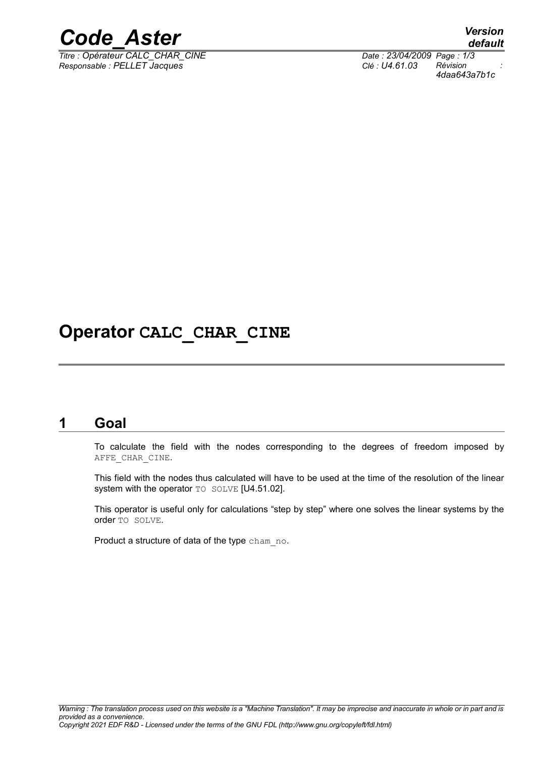# Operator CALC_CHAR_CINE

## 1 Goal

To calculate the field with the nodes corresponding to the degrees of freedom imposed by AFFE_CHAR_CINE.

This field with the nodes thus calculated will have to be used at the time of the resolution of the linear system with the operator TO SOLVE [U4.51.02].

This operator is useful only for calculations "step by step" where one solves the linear systems by the order TO SOLVE.

Product a structure of data of the type cham_no.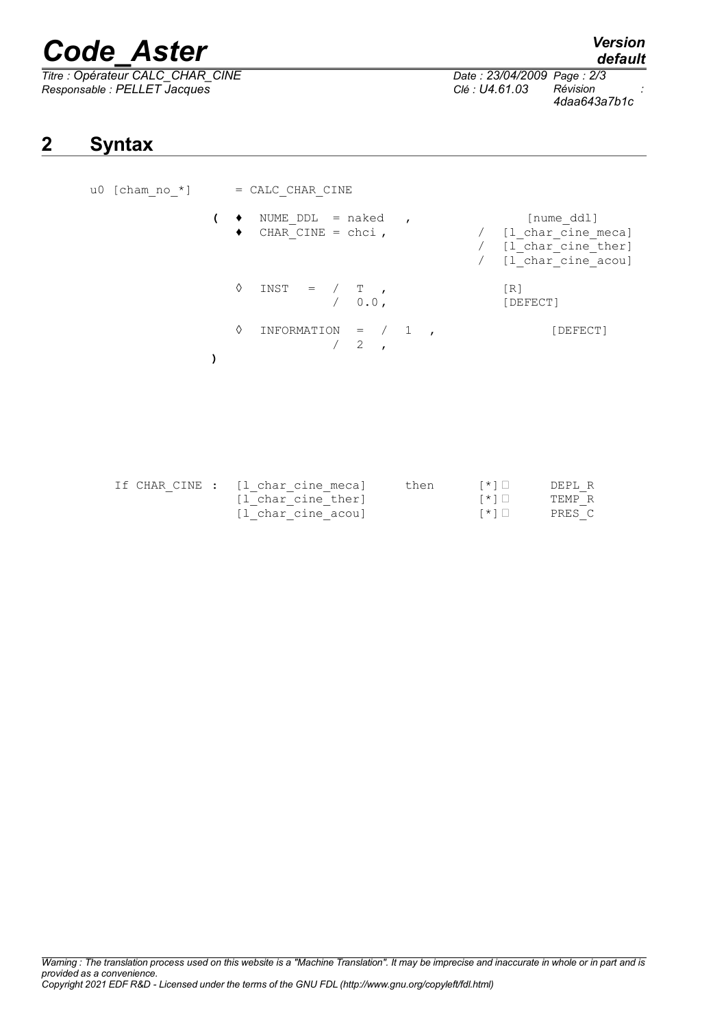## 2 Syntax

```
u0 [cham_no_*]      = CALC_CHAR_CINE

              (  ♦  NUME_DDL  = naked   ,              [nume_ddl]
                 ♦  CHAR_CINE = chci ,             /  [l_char_cine_meca]
                                                   /  [l_char_cine_ther]
                                                   /  [l_char_cine_acou]

                 ◊  INST   =  /  T  ,               [R]
                              /  0.0,               [DEFECT]

                 ◊  INFORMATION  =  /  1  ,             [DEFECT]
                                    /  2  ,
              )
```

```
If CHAR_CINE :  [l_char_cine_meca]     then     [*]     DEPL_R
                [l_char_cine_ther]              [*]     TEMP_R
                [l_char_cine_acou]              [*]     PRES_C
```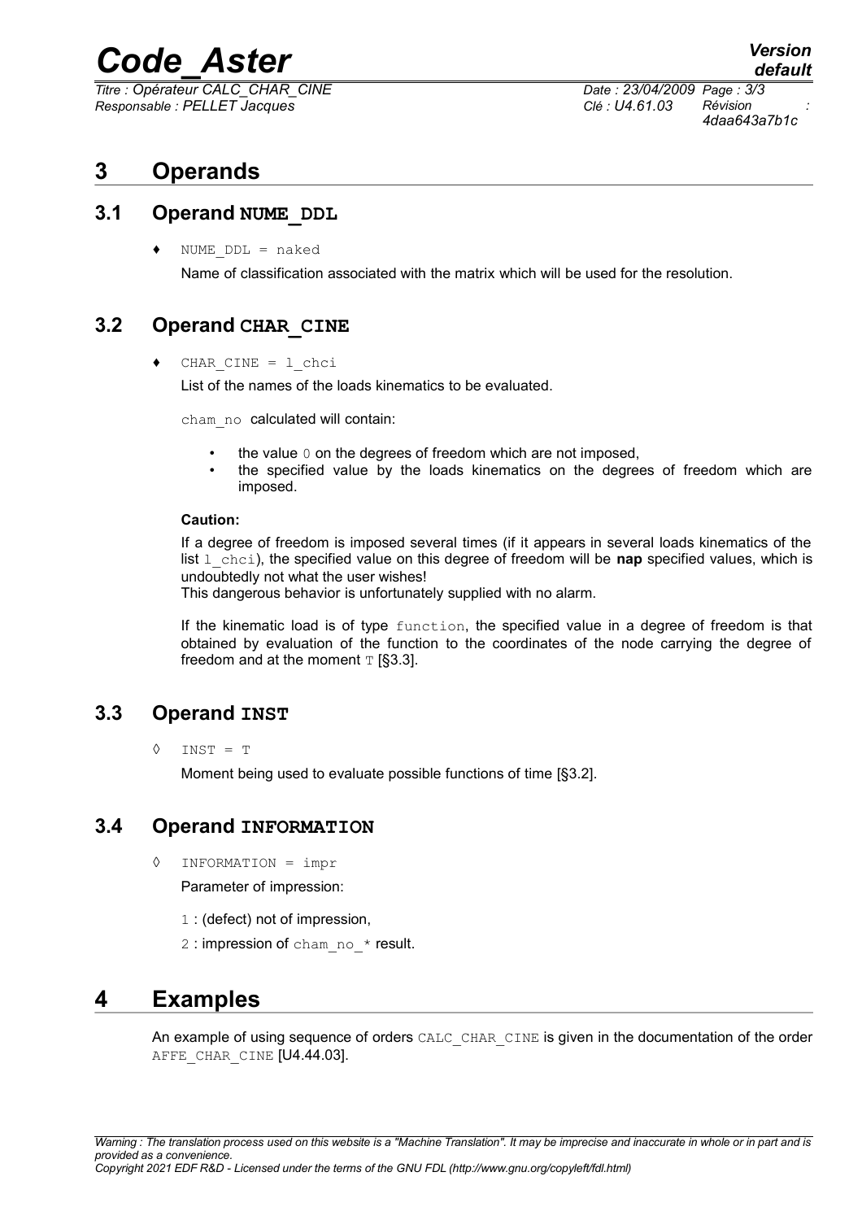# 3 Operands

## 3.1 Operand NUME_DDL

♦ NUME_DDL = naked

Name of classification associated with the matrix which will be used for the resolution.

## 3.2 Operand CHAR_CINE

♦ CHAR_CINE = l_chci

List of the names of the loads kinematics to be evaluated.

cham_no calculated will contain:

- the value 0 on the degrees of freedom which are not imposed,
- the specified value by the loads kinematics on the degrees of freedom which are imposed.

**Caution:**

If a degree of freedom is imposed several times (if it appears in several loads kinematics of the list l_chci), the specified value on this degree of freedom will be **nap** specified values, which is undoubtedly not what the user wishes!
This dangerous behavior is unfortunately supplied with no alarm.

If the kinematic load is of type function, the specified value in a degree of freedom is that obtained by evaluation of the function to the coordinates of the node carrying the degree of freedom and at the moment T [§3.3].

## 3.3 Operand INST

◊ INST = T

Moment being used to evaluate possible functions of time [§3.2].

## 3.4 Operand INFORMATION

◊ INFORMATION = impr

Parameter of impression:

1 : (defect) not of impression,

2 : impression of cham_no_* result.

# 4 Examples

An example of using sequence of orders CALC_CHAR_CINE is given in the documentation of the order AFFE_CHAR_CINE [U4.44.03].